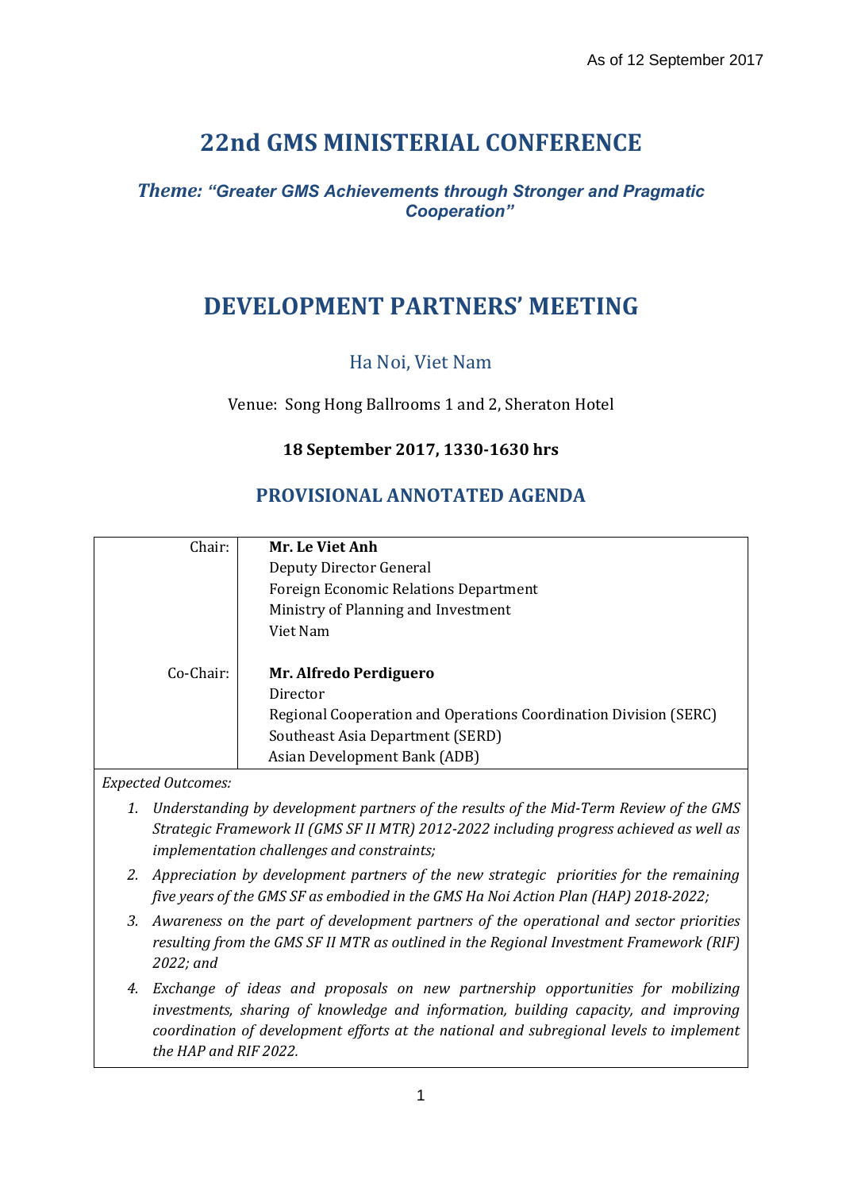As of 12 September 2017

# 22nd GMS MINISTERIAL CONFERENCE

***Theme: "Greater GMS Achievements through Stronger and Pragmatic Cooperation"***

# DEVELOPMENT PARTNERS' MEETING

## Ha Noi, Viet Nam

Venue: Song Hong Ballrooms 1 and 2, Sheraton Hotel

**18 September 2017, 1330-1630 hrs**

## PROVISIONAL ANNOTATED AGENDA

| | |
|---|---|
| Chair: | **Mr. Le Viet Anh**<br>Deputy Director General<br>Foreign Economic Relations Department<br>Ministry of Planning and Investment<br>Viet Nam |
| Co-Chair: | **Mr. Alfredo Perdiguero**<br>Director<br>Regional Cooperation and Operations Coordination Division (SERC)<br>Southeast Asia Department (SERD)<br>Asian Development Bank (ADB) |

*Expected Outcomes:*

1. *Understanding by development partners of the results of the Mid-Term Review of the GMS Strategic Framework II (GMS SF II MTR) 2012-2022 including progress achieved as well as implementation challenges and constraints;*
2. *Appreciation by development partners of the new strategic priorities for the remaining five years of the GMS SF as embodied in the GMS Ha Noi Action Plan (HAP) 2018-2022;*
3. *Awareness on the part of development partners of the operational and sector priorities resulting from the GMS SF II MTR as outlined in the Regional Investment Framework (RIF) 2022; and*
4. *Exchange of ideas and proposals on new partnership opportunities for mobilizing investments, sharing of knowledge and information, building capacity, and improving coordination of development efforts at the national and subregional levels to implement the HAP and RIF 2022.*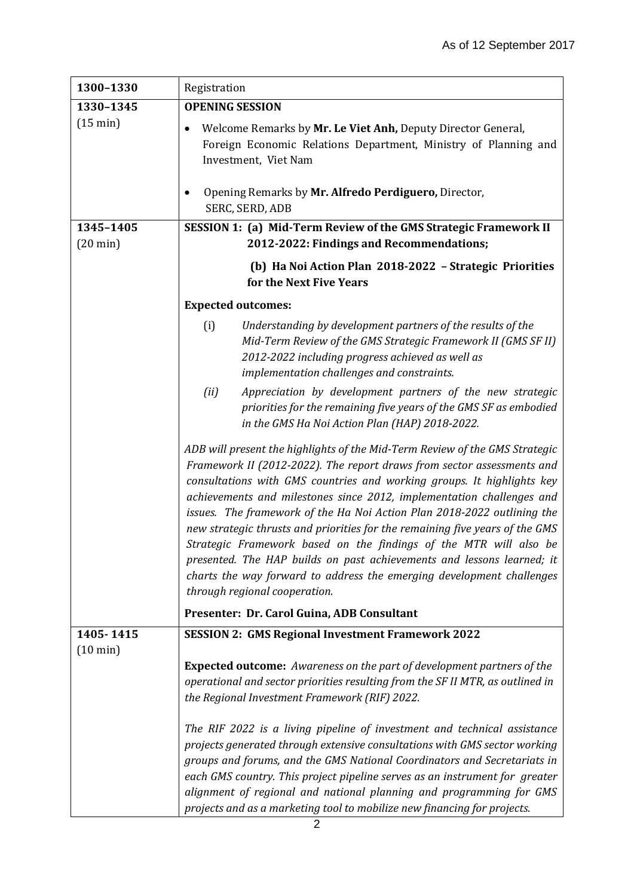As of 12 September 2017

| | |
|---|---|
| **1300–1330** | Registration |
| **1330–1345** (15 min) | **OPENING SESSION** <br> • Welcome Remarks by **Mr. Le Viet Anh,** Deputy Director General, Foreign Economic Relations Department, Ministry of Planning and Investment, Viet Nam <br> • Opening Remarks by **Mr. Alfredo Perdiguero,** Director, SERC, SERD, ADB |
| **1345–1405** (20 min) | **SESSION 1: (a) Mid-Term Review of the GMS Strategic Framework II 2012-2022: Findings and Recommendations;** <br> **(b) Ha Noi Action Plan 2018-2022 – Strategic Priorities for the Next Five Years** <br> **Expected outcomes:** <br> (i) *Understanding by development partners of the results of the Mid-Term Review of the GMS Strategic Framework II (GMS SF II) 2012-2022 including progress achieved as well as implementation challenges and constraints.* <br> *(ii) Appreciation by development partners of the new strategic priorities for the remaining five years of the GMS SF as embodied in the GMS Ha Noi Action Plan (HAP) 2018-2022.* <br> *ADB will present the highlights of the Mid-Term Review of the GMS Strategic Framework II (2012-2022). The report draws from sector assessments and consultations with GMS countries and working groups. It highlights key achievements and milestones since 2012, implementation challenges and issues. The framework of the Ha Noi Action Plan 2018-2022 outlining the new strategic thrusts and priorities for the remaining five years of the GMS Strategic Framework based on the findings of the MTR will also be presented. The HAP builds on past achievements and lessons learned; it charts the way forward to address the emerging development challenges through regional cooperation.* <br> **Presenter: Dr. Carol Guina, ADB Consultant** |
| **1405- 1415** (10 min) | **SESSION 2: GMS Regional Investment Framework 2022** <br> **Expected outcome:** *Awareness on the part of development partners of the operational and sector priorities resulting from the SF II MTR, as outlined in the Regional Investment Framework (RIF) 2022.* <br> *The RIF 2022 is a living pipeline of investment and technical assistance projects generated through extensive consultations with GMS sector working groups and forums, and the GMS National Coordinators and Secretariats in each GMS country. This project pipeline serves as an instrument for greater alignment of regional and national planning and programming for GMS projects and as a marketing tool to mobilize new financing for projects.* |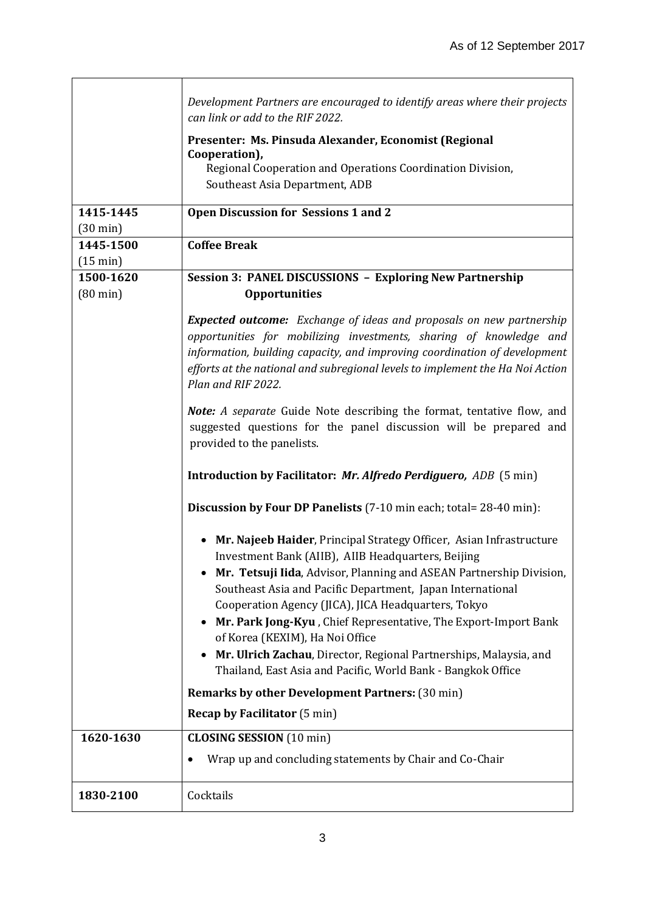As of 12 September 2017

| | |
|---|---|
| | *Development Partners are encouraged to identify areas where their projects can link or add to the RIF 2022.*<br><br>**Presenter: Ms. Pinsuda Alexander, Economist (Regional Cooperation),**<br>Regional Cooperation and Operations Coordination Division, Southeast Asia Department, ADB |
| **1415-1445** (30 min) | **Open Discussion for Sessions 1 and 2** |
| **1445-1500** (15 min) | **Coffee Break** |
| **1500-1620** (80 min) | **Session 3: PANEL DISCUSSIONS – Exploring New Partnership Opportunities**<br><br>***Expected outcome:*** *Exchange of ideas and proposals on new partnership opportunities for mobilizing investments, sharing of knowledge and information, building capacity, and improving coordination of development efforts at the national and subregional levels to implement the Ha Noi Action Plan and RIF 2022.*<br><br>***Note:*** *A separate* Guide Note describing the format, tentative flow, and suggested questions for the panel discussion will be prepared and provided to the panelists.<br><br>**Introduction by Facilitator: *Mr. Alfredo Perdiguero,*** *ADB* (5 min)<br><br>**Discussion by Four DP Panelists** (7-10 min each; total= 28-40 min):<br><br>• **Mr. Najeeb Haider**, Principal Strategy Officer, Asian Infrastructure Investment Bank (AIIB), AIIB Headquarters, Beijing<br>• **Mr. Tetsuji Iida**, Advisor, Planning and ASEAN Partnership Division, Southeast Asia and Pacific Department, Japan International Cooperation Agency (JICA), JICA Headquarters, Tokyo<br>• **Mr. Park Jong-Kyu** , Chief Representative, The Export-Import Bank of Korea (KEXIM), Ha Noi Office<br>• **Mr. Ulrich Zachau**, Director, Regional Partnerships, Malaysia, and Thailand, East Asia and Pacific, World Bank - Bangkok Office<br><br>**Remarks by other Development Partners:** (30 min)<br><br>**Recap by Facilitator** (5 min) |
| **1620-1630** | **CLOSING SESSION** (10 min)<br><br>• Wrap up and concluding statements by Chair and Co-Chair |
| **1830-2100** | Cocktails |